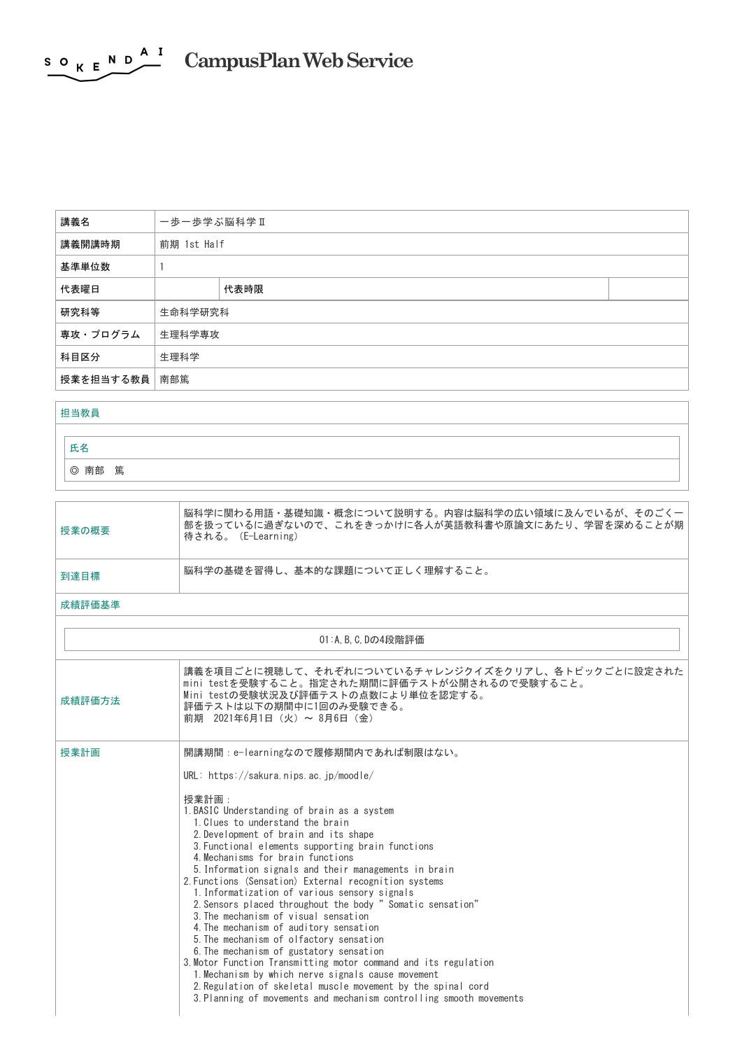SOKENDAI CampusPlan Web Service

| 講義名 | 一歩一歩学ぶ脳科学Ⅱ | | |
|---|---|---|---|
| 講義開講時期 | 前期 1st Half | | |
| 基準単位数 | 1 | | |
| 代表曜日 | | 代表時限 | |
| 研究科等 | 生命科学研究科 | | |
| 専攻・プログラム | 生理科学専攻 | | |
| 科目区分 | 生理科学 | | |
| 授業を担当する教員 | 南部篤 | | |

**担当教員**

| 氏名 |
|---|
| ◎ 南部　篤 |

| | |
|---|---|
| 授業の概要 | 脳科学に関わる用語・基礎知識・概念について説明する。内容は脳科学の広い領域に及んでいるが、そのごく一部を扱っているに過ぎないので、これをきっかけに各人が英語教科書や原論文にあたり、学習を深めることが期待される。（E-Learning） |
| 到達目標 | 脳科学の基礎を習得し、基本的な課題について正しく理解すること。 |

**成績評価基準**

01:A,B,C,Dの4段階評価

**成績評価方法**

講義を項目ごとに視聴して、それぞれについているチャレンジクイズをクリアし、各トピックごとに設定されたmini testを受験すること。指定された期間に評価テストが公開されるので受験すること。
Mini testの受験状況及び評価テストの点数により単位を認定する。
評価テストは以下の期間中に1回のみ受験できる。
前期　2021年6月1日（火）～ 8月6日（金）

**授業計画**

開講期間：e-learningなので履修期間内であれば制限はない。

URL: https://sakura.nips.ac.jp/moodle/

授業計画：
1. BASIC Understanding of brain as a system
   1. Clues to understand the brain
   2. Development of brain and its shape
   3. Functional elements supporting brain functions
   4. Mechanisms for brain functions
   5. Information signals and their managements in brain
2. Functions (Sensation) External recognition systems
   1. Informatization of various sensory signals
   2. Sensors placed throughout the body " Somatic sensation"
   3. The mechanism of visual sensation
   4. The mechanism of auditory sensation
   5. The mechanism of olfactory sensation
   6. The mechanism of gustatory sensation
3. Motor Function Transmitting motor command and its regulation
   1. Mechanism by which nerve signals cause movement
   2. Regulation of skeletal muscle movement by the spinal cord
   3. Planning of movements and mechanism controlling smooth movements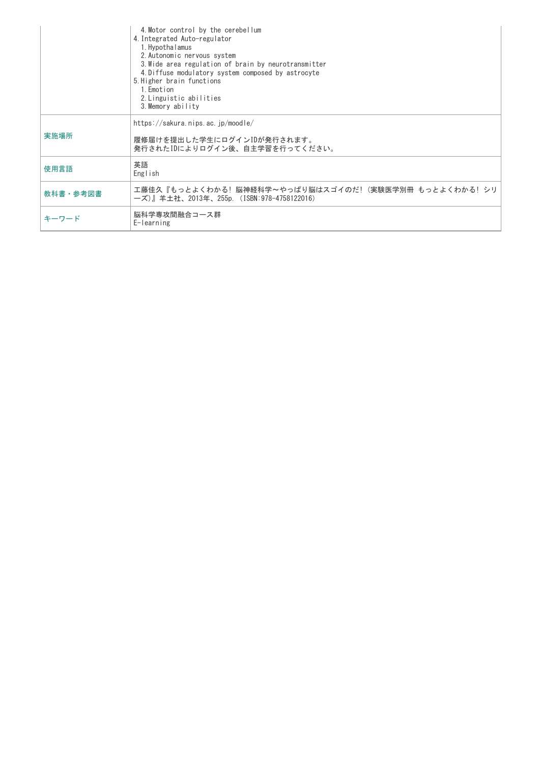| | |
|---|---|
| | 4.Motor control by the cerebellum<br>4.Integrated Auto-regulator<br>1.Hypothalamus<br>2.Autonomic nervous system<br>3.Wide area regulation of brain by neurotransmitter<br>4.Diffuse modulatory system composed by astrocyte<br>5.Higher brain functions<br>1.Emotion<br>2.Linguistic abilities<br>3.Memory ability |
| 実施場所 | https://sakura.nips.ac.jp/moodle/<br><br>履修届けを提出した学生にログインIDが発行されます。<br>発行されたIDによりログイン後、自主学習を行ってください。 |
| 使用言語 | 英語<br>English |
| 教科書・参考図書 | 工藤佳久『もっとよくわかる！脳神経科学～やっぱり脳はスゴイのだ！（実験医学別冊 もっとよくわかる！シリーズ)』羊土社、2013年、255p.（ISBN:978-4758122016) |
| キーワード | 脳科学専攻間融合コース群<br>E-learning |